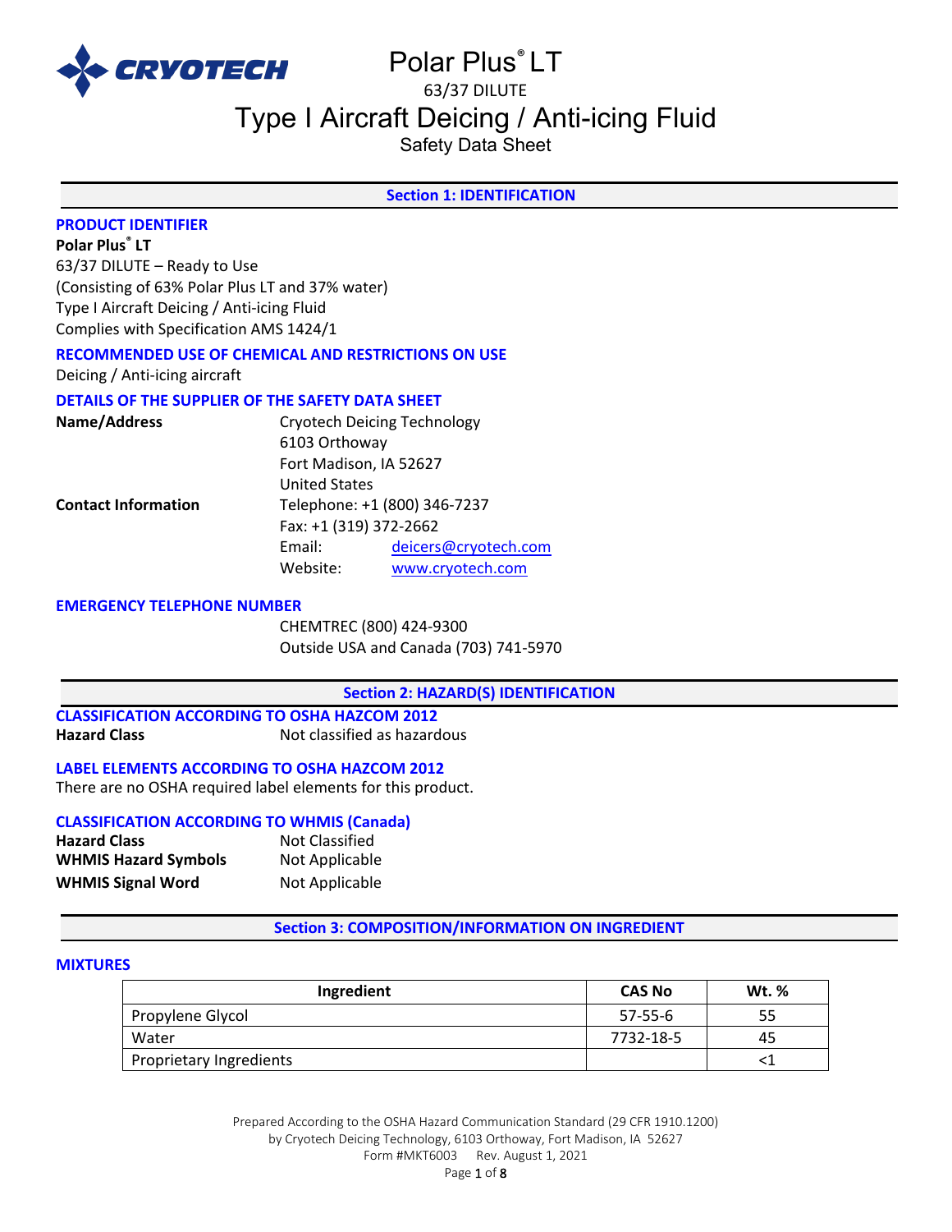# Polar Plus® LT

63/37 DILUTE

# Type I Aircraft Deicing / Anti-icing Fluid

Safety Data Sheet

## Section 1: IDENTIFICATION

### PRODUCT IDENTIFIER

**Polar Plus® LT**
63/37 DILUTE – Ready to Use
(Consisting of 63% Polar Plus LT and 37% water)
Type I Aircraft Deicing / Anti-icing Fluid
Complies with Specification AMS 1424/1

### RECOMMENDED USE OF CHEMICAL AND RESTRICTIONS ON USE

Deicing / Anti-icing aircraft

### DETAILS OF THE SUPPLIER OF THE SAFETY DATA SHEET

**Name/Address**
Cryotech Deicing Technology
6103 Orthoway
Fort Madison, IA 52627
United States

**Contact Information**
Telephone: +1 (800) 346-7237
Fax: +1 (319) 372-2662
Email: deicers@cryotech.com
Website: www.cryotech.com

### EMERGENCY TELEPHONE NUMBER

CHEMTREC (800) 424-9300
Outside USA and Canada (703) 741-5970

## Section 2: HAZARD(S) IDENTIFICATION

### CLASSIFICATION ACCORDING TO OSHA HAZCOM 2012

**Hazard Class** Not classified as hazardous

### LABEL ELEMENTS ACCORDING TO OSHA HAZCOM 2012

There are no OSHA required label elements for this product.

### CLASSIFICATION ACCORDING TO WHMIS (Canada)

**Hazard Class** Not Classified
**WHMIS Hazard Symbols** Not Applicable
**WHMIS Signal Word** Not Applicable

## Section 3: COMPOSITION/INFORMATION ON INGREDIENT

### MIXTURES

| Ingredient | CAS No | Wt. % |
| --- | --- | --- |
| Propylene Glycol | 57-55-6 | 55 |
| Water | 7732-18-5 | 45 |
| Proprietary Ingredients | | <1 |

Prepared According to the OSHA Hazard Communication Standard (29 CFR 1910.1200)
by Cryotech Deicing Technology, 6103 Orthoway, Fort Madison, IA 52627
Form #MKT6003 Rev. August 1, 2021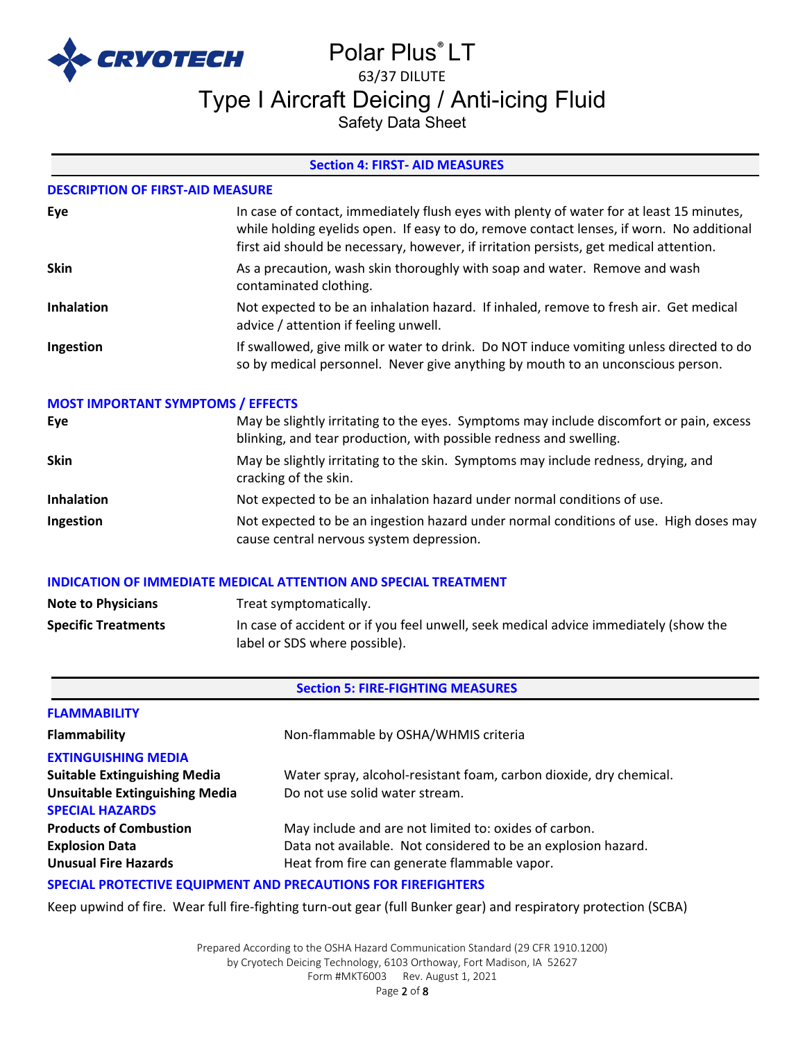## Section 4: FIRST- AID MEASURES

### DESCRIPTION OF FIRST-AID MEASURE

| | |
|---|---|
| **Eye** | In case of contact, immediately flush eyes with plenty of water for at least 15 minutes, while holding eyelids open. If easy to do, remove contact lenses, if worn. No additional first aid should be necessary, however, if irritation persists, get medical attention. |
| **Skin** | As a precaution, wash skin thoroughly with soap and water. Remove and wash contaminated clothing. |
| **Inhalation** | Not expected to be an inhalation hazard. If inhaled, remove to fresh air. Get medical advice / attention if feeling unwell. |
| **Ingestion** | If swallowed, give milk or water to drink. Do NOT induce vomiting unless directed to do so by medical personnel. Never give anything by mouth to an unconscious person. |

### MOST IMPORTANT SYMPTOMS / EFFECTS

| | |
|---|---|
| **Eye** | May be slightly irritating to the eyes. Symptoms may include discomfort or pain, excess blinking, and tear production, with possible redness and swelling. |
| **Skin** | May be slightly irritating to the skin. Symptoms may include redness, drying, and cracking of the skin. |
| **Inhalation** | Not expected to be an inhalation hazard under normal conditions of use. |
| **Ingestion** | Not expected to be an ingestion hazard under normal conditions of use. High doses may cause central nervous system depression. |

### INDICATION OF IMMEDIATE MEDICAL ATTENTION AND SPECIAL TREATMENT

| | |
|---|---|
| **Note to Physicians** | Treat symptomatically. |
| **Specific Treatments** | In case of accident or if you feel unwell, seek medical advice immediately (show the label or SDS where possible). |

## Section 5: FIRE-FIGHTING MEASURES

### FLAMMABILITY

| | |
|---|---|
| **Flammability** | Non-flammable by OSHA/WHMIS criteria |

### EXTINGUISHING MEDIA

| | |
|---|---|
| **Suitable Extinguishing Media** | Water spray, alcohol-resistant foam, carbon dioxide, dry chemical. |
| **Unsuitable Extinguishing Media** | Do not use solid water stream. |

### SPECIAL HAZARDS

| | |
|---|---|
| **Products of Combustion** | May include and are not limited to: oxides of carbon. |
| **Explosion Data** | Data not available. Not considered to be an explosion hazard. |
| **Unusual Fire Hazards** | Heat from fire can generate flammable vapor. |

### SPECIAL PROTECTIVE EQUIPMENT AND PRECAUTIONS FOR FIREFIGHTERS

Keep upwind of fire. Wear full fire-fighting turn-out gear (full Bunker gear) and respiratory protection (SCBA)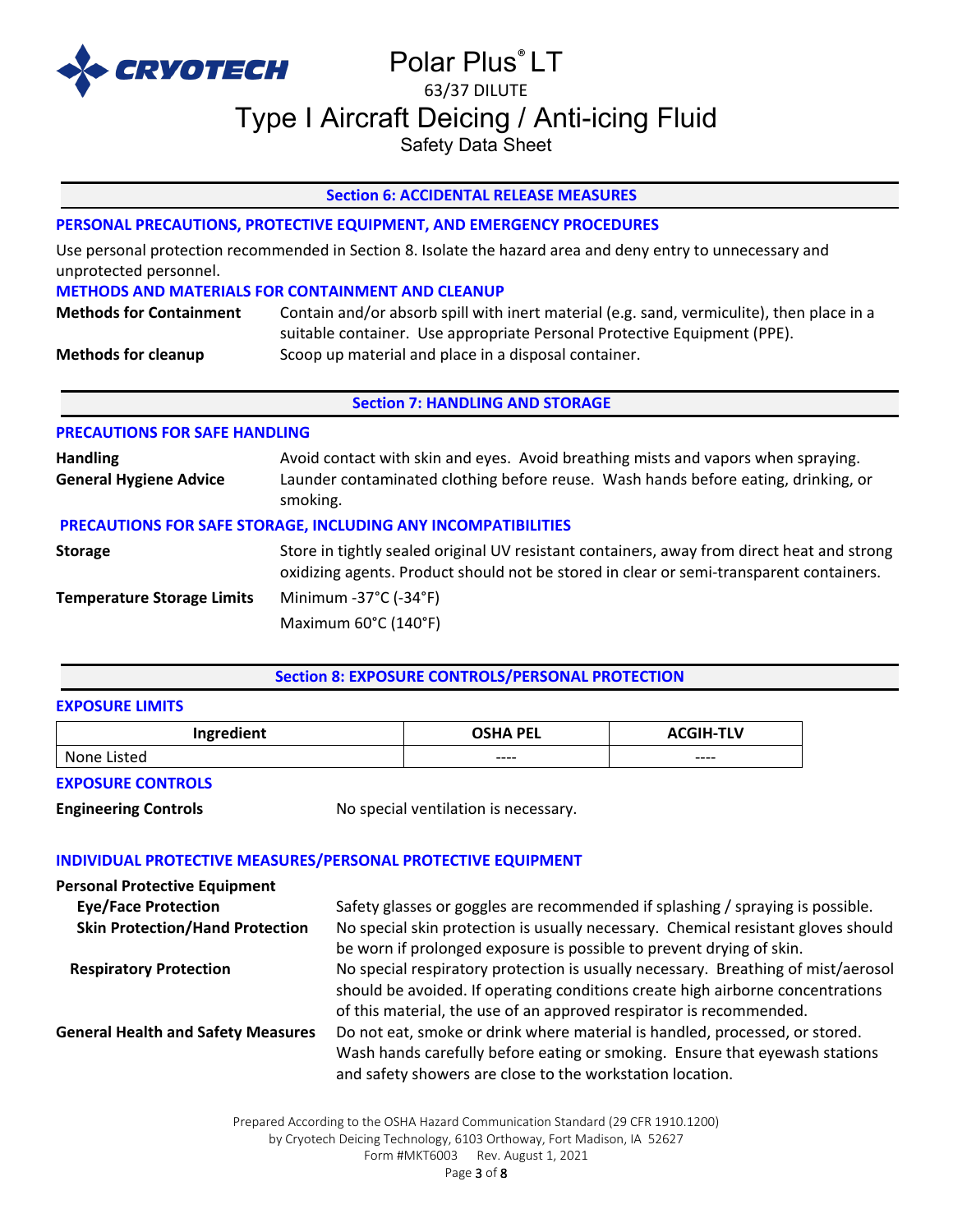## Section 6: ACCIDENTAL RELEASE MEASURES

### PERSONAL PRECAUTIONS, PROTECTIVE EQUIPMENT, AND EMERGENCY PROCEDURES

Use personal protection recommended in Section 8. Isolate the hazard area and deny entry to unnecessary and unprotected personnel.

### METHODS AND MATERIALS FOR CONTAINMENT AND CLEANUP

**Methods for Containment** Contain and/or absorb spill with inert material (e.g. sand, vermiculite), then place in a suitable container. Use appropriate Personal Protective Equipment (PPE).

**Methods for cleanup** Scoop up material and place in a disposal container.

## Section 7: HANDLING AND STORAGE

### PRECAUTIONS FOR SAFE HANDLING

**Handling** Avoid contact with skin and eyes. Avoid breathing mists and vapors when spraying.

**General Hygiene Advice** Launder contaminated clothing before reuse. Wash hands before eating, drinking, or smoking.

### PRECAUTIONS FOR SAFE STORAGE, INCLUDING ANY INCOMPATIBILITIES

**Storage** Store in tightly sealed original UV resistant containers, away from direct heat and strong oxidizing agents. Product should not be stored in clear or semi-transparent containers.

**Temperature Storage Limits** Minimum -37°C (-34°F)

Maximum 60°C (140°F)

## Section 8: EXPOSURE CONTROLS/PERSONAL PROTECTION

### EXPOSURE LIMITS

| Ingredient | OSHA PEL | ACGIH-TLV |
|---|---|---|
| None Listed | ---- | ---- |

### EXPOSURE CONTROLS

**Engineering Controls** No special ventilation is necessary.

### INDIVIDUAL PROTECTIVE MEASURES/PERSONAL PROTECTIVE EQUIPMENT

**Personal Protective Equipment**

**Eye/Face Protection** Safety glasses or goggles are recommended if splashing / spraying is possible.

**Skin Protection/Hand Protection** No special skin protection is usually necessary. Chemical resistant gloves should be worn if prolonged exposure is possible to prevent drying of skin.

**Respiratory Protection** No special respiratory protection is usually necessary. Breathing of mist/aerosol should be avoided. If operating conditions create high airborne concentrations of this material, the use of an approved respirator is recommended.

**General Health and Safety Measures** Do not eat, smoke or drink where material is handled, processed, or stored. Wash hands carefully before eating or smoking. Ensure that eyewash stations and safety showers are close to the workstation location.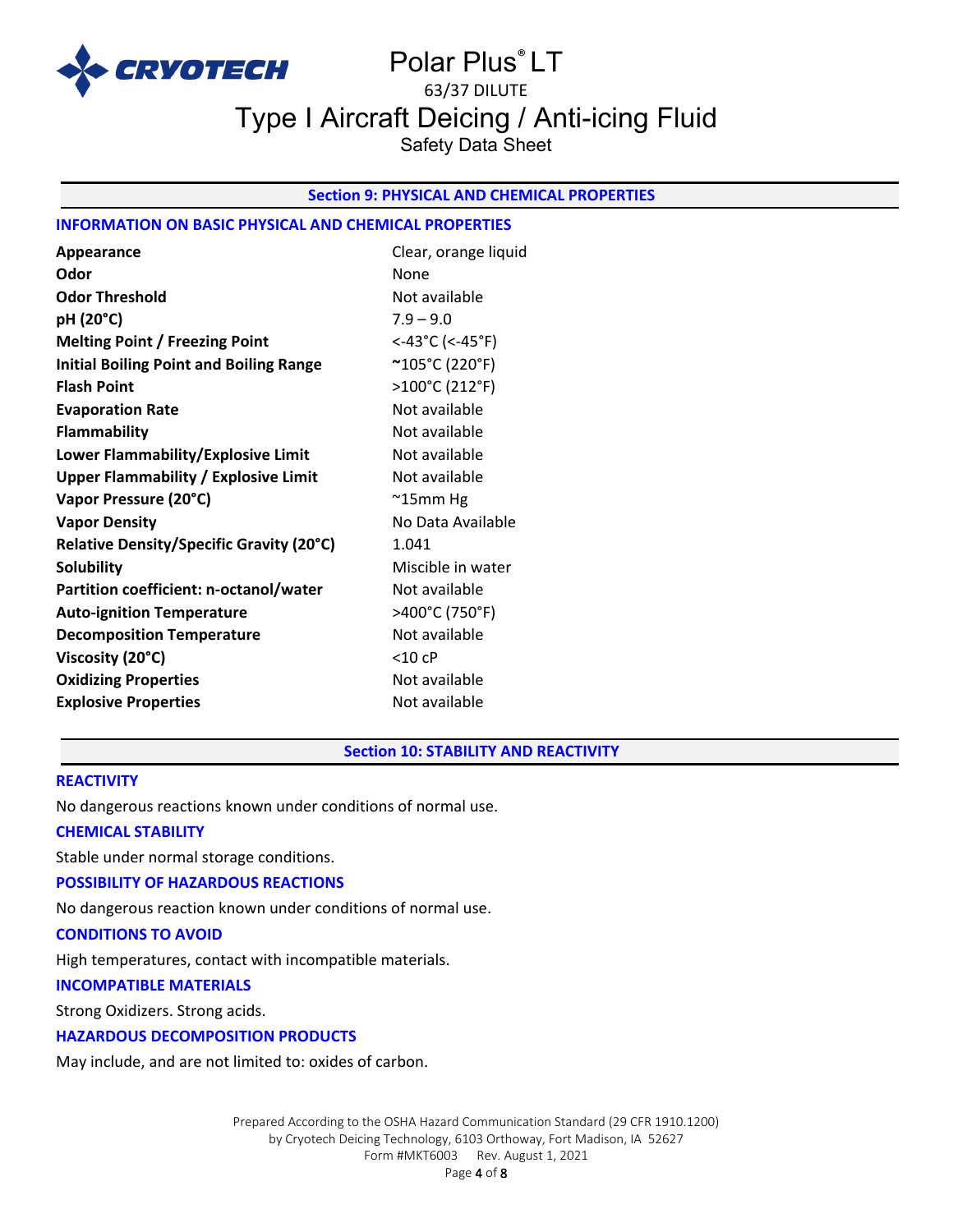## Section 9: PHYSICAL AND CHEMICAL PROPERTIES

### INFORMATION ON BASIC PHYSICAL AND CHEMICAL PROPERTIES

| Property | Value |
|---|---|
| **Appearance** | Clear, orange liquid |
| **Odor** | None |
| **Odor Threshold** | Not available |
| **pH (20°C)** | 7.9 – 9.0 |
| **Melting Point / Freezing Point** | <-43°C (<-45°F) |
| **Initial Boiling Point and Boiling Range** | ~105°C (220°F) |
| **Flash Point** | >100°C (212°F) |
| **Evaporation Rate** | Not available |
| **Flammability** | Not available |
| **Lower Flammability/Explosive Limit** | Not available |
| **Upper Flammability / Explosive Limit** | Not available |
| **Vapor Pressure (20°C)** | ~15mm Hg |
| **Vapor Density** | No Data Available |
| **Relative Density/Specific Gravity (20°C)** | 1.041 |
| **Solubility** | Miscible in water |
| **Partition coefficient: n-octanol/water** | Not available |
| **Auto-ignition Temperature** | >400°C (750°F) |
| **Decomposition Temperature** | Not available |
| **Viscosity (20°C)** | <10 cP |
| **Oxidizing Properties** | Not available |
| **Explosive Properties** | Not available |

## Section 10: STABILITY AND REACTIVITY

### REACTIVITY

No dangerous reactions known under conditions of normal use.

### CHEMICAL STABILITY

Stable under normal storage conditions.

### POSSIBILITY OF HAZARDOUS REACTIONS

No dangerous reaction known under conditions of normal use.

### CONDITIONS TO AVOID

High temperatures, contact with incompatible materials.

### INCOMPATIBLE MATERIALS

Strong Oxidizers. Strong acids.

### HAZARDOUS DECOMPOSITION PRODUCTS

May include, and are not limited to: oxides of carbon.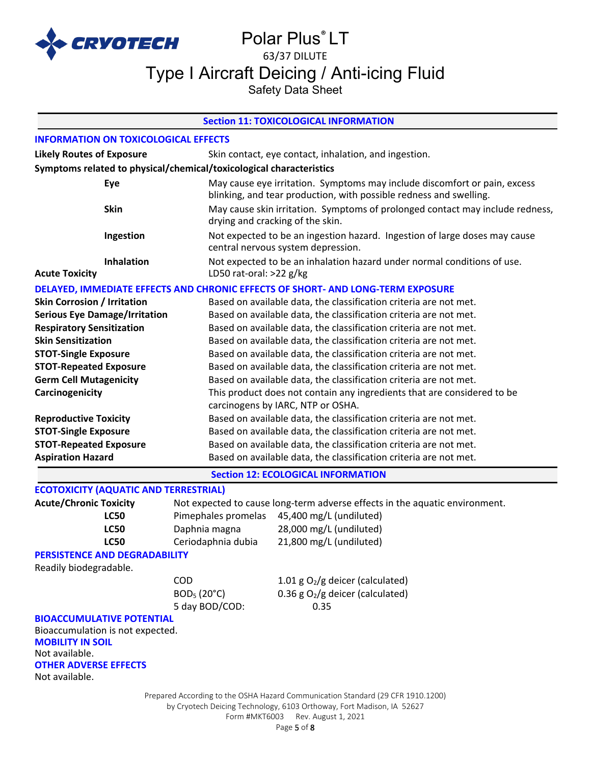## Section 11: TOXICOLOGICAL INFORMATION

### INFORMATION ON TOXICOLOGICAL EFFECTS

**Likely Routes of Exposure** Skin contact, eye contact, inhalation, and ingestion.

**Symptoms related to physical/chemical/toxicological characteristics**

| | |
|---|---|
| **Eye** | May cause eye irritation. Symptoms may include discomfort or pain, excess blinking, and tear production, with possible redness and swelling. |
| **Skin** | May cause skin irritation. Symptoms of prolonged contact may include redness, drying and cracking of the skin. |
| **Ingestion** | Not expected to be an ingestion hazard. Ingestion of large doses may cause central nervous system depression. |
| **Inhalation** | Not expected to be an inhalation hazard under normal conditions of use. |
| **Acute Toxicity** | LD50 rat-oral: >22 g/kg |

### DELAYED, IMMEDIATE EFFECTS AND CHRONIC EFFECTS OF SHORT- AND LONG-TERM EXPOSURE

| | |
|---|---|
| **Skin Corrosion / Irritation** | Based on available data, the classification criteria are not met. |
| **Serious Eye Damage/Irritation** | Based on available data, the classification criteria are not met. |
| **Respiratory Sensitization** | Based on available data, the classification criteria are not met. |
| **Skin Sensitization** | Based on available data, the classification criteria are not met. |
| **STOT-Single Exposure** | Based on available data, the classification criteria are not met. |
| **STOT-Repeated Exposure** | Based on available data, the classification criteria are not met. |
| **Germ Cell Mutagenicity** | Based on available data, the classification criteria are not met. |
| **Carcinogenicity** | This product does not contain any ingredients that are considered to be carcinogens by IARC, NTP or OSHA. |
| **Reproductive Toxicity** | Based on available data, the classification criteria are not met. |
| **STOT-Single Exposure** | Based on available data, the classification criteria are not met. |
| **STOT-Repeated Exposure** | Based on available data, the classification criteria are not met. |
| **Aspiration Hazard** | Based on available data, the classification criteria are not met. |

## Section 12: ECOLOGICAL INFORMATION

### ECOTOXICITY (AQUATIC AND TERRESTRIAL)

**Acute/Chronic Toxicity** Not expected to cause long-term adverse effects in the aquatic environment.

| | | |
|---|---|---|
| **LC50** | Pimephales promelas | 45,400 mg/L (undiluted) |
| **LC50** | Daphnia magna | 28,000 mg/L (undiluted) |
| **LC50** | Ceriodaphnia dubia | 21,800 mg/L (undiluted) |

### PERSISTENCE AND DEGRADABILITY

Readily biodegradable.

| | |
|---|---|
| COD | 1.01 g $O_2$/g deicer (calculated) |
| $BOD_5$ (20°C) | 0.36 g $O_2$/g deicer (calculated) |
| 5 day BOD/COD: | 0.35 |

### BIOACCUMULATIVE POTENTIAL

Bioaccumulation is not expected.

### MOBILITY IN SOIL

Not available.

### OTHER ADVERSE EFFECTS

Not available.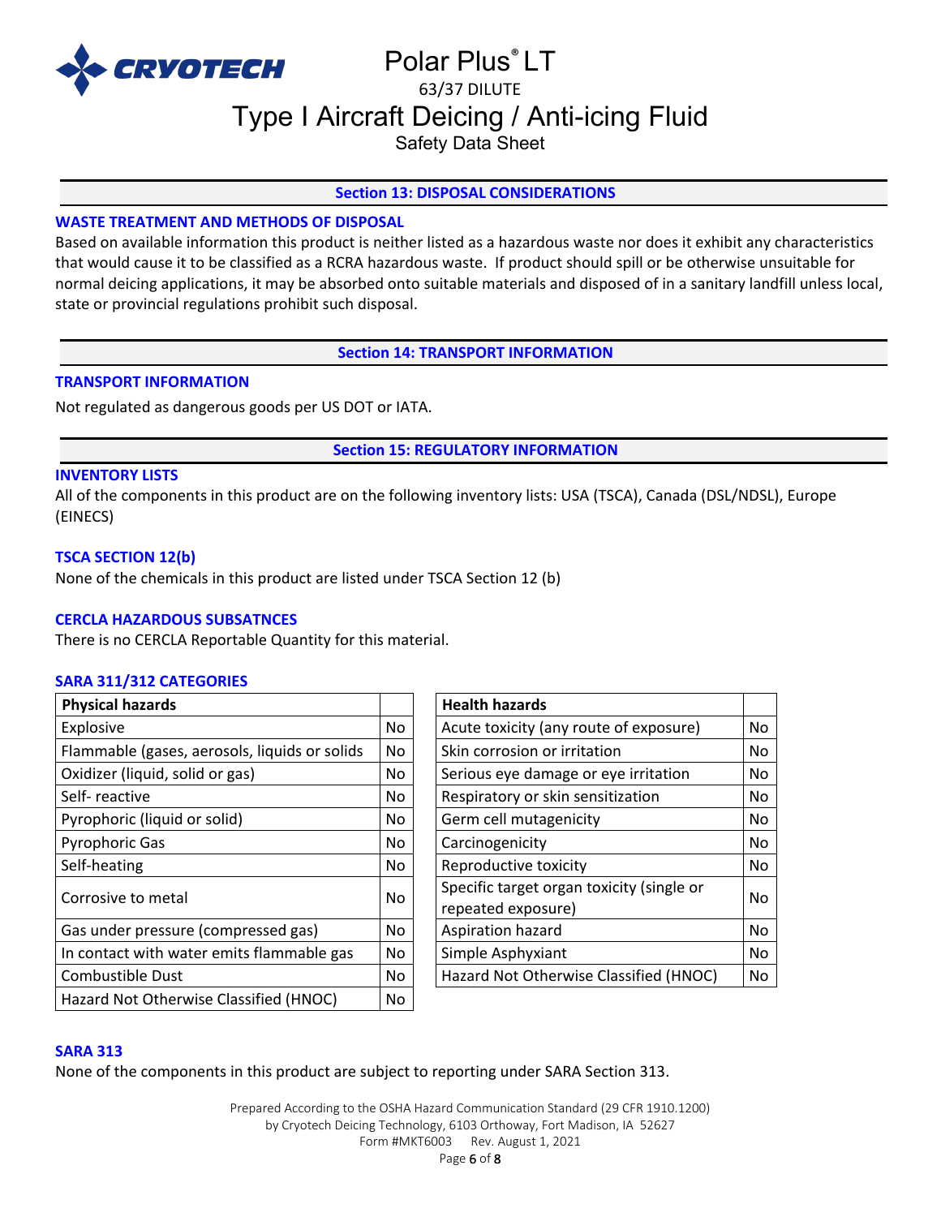## Section 13: DISPOSAL CONSIDERATIONS

### WASTE TREATMENT AND METHODS OF DISPOSAL

Based on available information this product is neither listed as a hazardous waste nor does it exhibit any characteristics that would cause it to be classified as a RCRA hazardous waste. If product should spill or be otherwise unsuitable for normal deicing applications, it may be absorbed onto suitable materials and disposed of in a sanitary landfill unless local, state or provincial regulations prohibit such disposal.

## Section 14: TRANSPORT INFORMATION

### TRANSPORT INFORMATION

Not regulated as dangerous goods per US DOT or IATA.

## Section 15: REGULATORY INFORMATION

### INVENTORY LISTS

All of the components in this product are on the following inventory lists: USA (TSCA), Canada (DSL/NDSL), Europe (EINECS)

### TSCA SECTION 12(b)

None of the chemicals in this product are listed under TSCA Section 12 (b)

### CERCLA HAZARDOUS SUBSATNCES

There is no CERCLA Reportable Quantity for this material.

### SARA 311/312 CATEGORIES

| Physical hazards | |
|---|---|
| Explosive | No |
| Flammable (gases, aerosols, liquids or solids | No |
| Oxidizer (liquid, solid or gas) | No |
| Self- reactive | No |
| Pyrophoric (liquid or solid) | No |
| Pyrophoric Gas | No |
| Self-heating | No |
| Corrosive to metal | No |
| Gas under pressure (compressed gas) | No |
| In contact with water emits flammable gas | No |
| Combustible Dust | No |
| Hazard Not Otherwise Classified (HNOC) | No |

| Health hazards | |
|---|---|
| Acute toxicity (any route of exposure) | No |
| Skin corrosion or irritation | No |
| Serious eye damage or eye irritation | No |
| Respiratory or skin sensitization | No |
| Germ cell mutagenicity | No |
| Carcinogenicity | No |
| Reproductive toxicity | No |
| Specific target organ toxicity (single or repeated exposure) | No |
| Aspiration hazard | No |
| Simple Asphyxiant | No |
| Hazard Not Otherwise Classified (HNOC) | No |

### SARA 313

None of the components in this product are subject to reporting under SARA Section 313.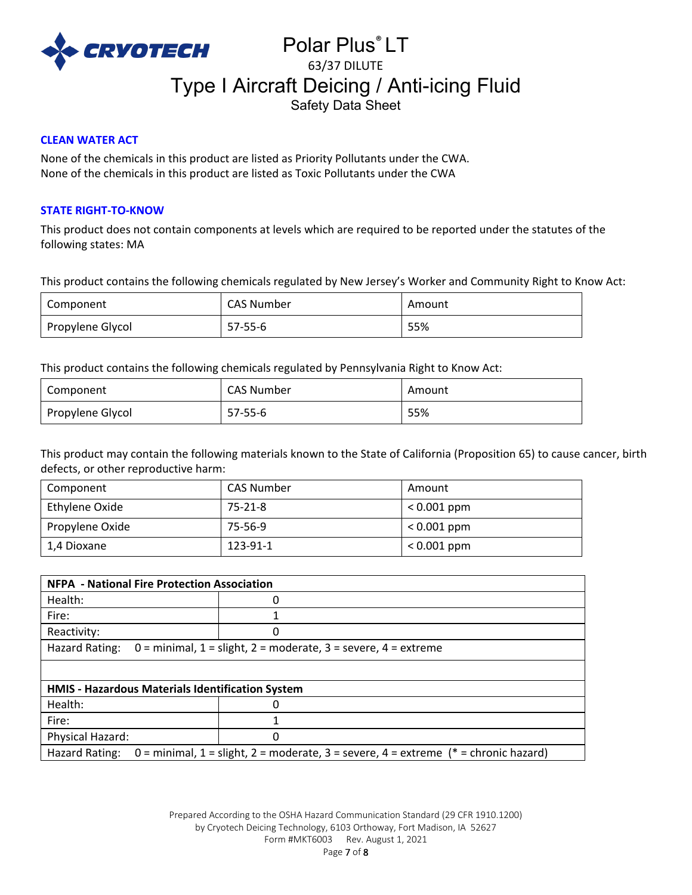## CLEAN WATER ACT

None of the chemicals in this product are listed as Priority Pollutants under the CWA.
None of the chemicals in this product are listed as Toxic Pollutants under the CWA

## STATE RIGHT-TO-KNOW

This product does not contain components at levels which are required to be reported under the statutes of the following states: MA

This product contains the following chemicals regulated by New Jersey's Worker and Community Right to Know Act:

| Component | CAS Number | Amount |
|---|---|---|
| Propylene Glycol | 57-55-6 | 55% |

This product contains the following chemicals regulated by Pennsylvania Right to Know Act:

| Component | CAS Number | Amount |
|---|---|---|
| Propylene Glycol | 57-55-6 | 55% |

This product may contain the following materials known to the State of California (Proposition 65) to cause cancer, birth defects, or other reproductive harm:

| Component | CAS Number | Amount |
|---|---|---|
| Ethylene Oxide | 75-21-8 | < 0.001 ppm |
| Propylene Oxide | 75-56-9 | < 0.001 ppm |
| 1,4 Dioxane | 123-91-1 | < 0.001 ppm |

| **NFPA - National Fire Protection Association** | |
|---|---|
| Health: | 0 |
| Fire: | 1 |
| Reactivity: | 0 |
| Hazard Rating: 0 = minimal, 1 = slight, 2 = moderate, 3 = severe, 4 = extreme | |
| | |
| **HMIS - Hazardous Materials Identification System** | |
| Health: | 0 |
| Fire: | 1 |
| Physical Hazard: | 0 |
| Hazard Rating: 0 = minimal, 1 = slight, 2 = moderate, 3 = severe, 4 = extreme (* = chronic hazard) | |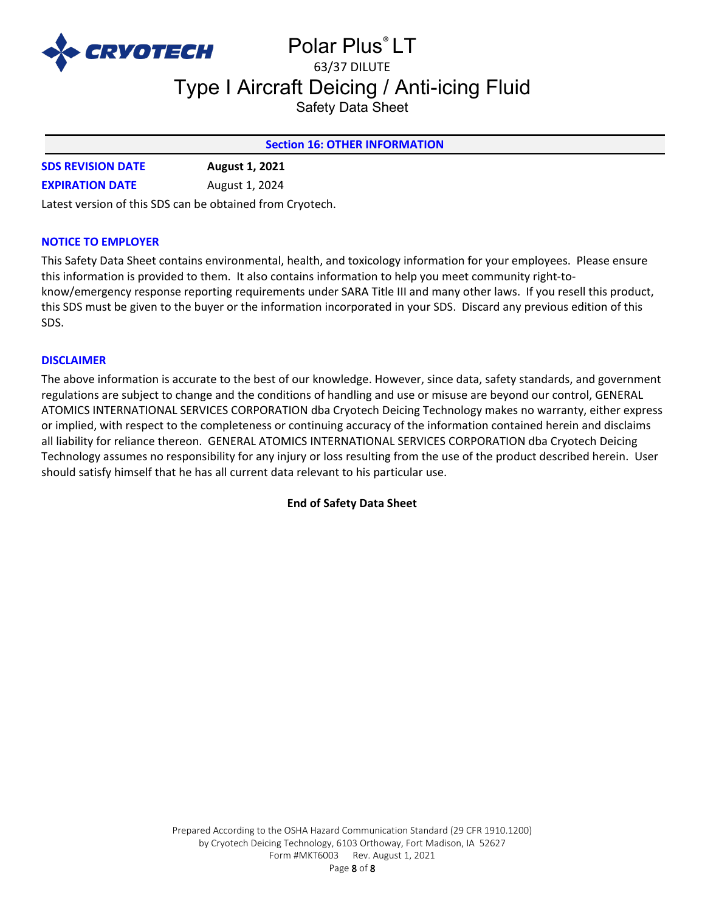## Section 16: OTHER INFORMATION

**SDS REVISION DATE** **August 1, 2021**

**EXPIRATION DATE** August 1, 2024

Latest version of this SDS can be obtained from Cryotech.

### NOTICE TO EMPLOYER

This Safety Data Sheet contains environmental, health, and toxicology information for your employees. Please ensure this information is provided to them. It also contains information to help you meet community right-to-know/emergency response reporting requirements under SARA Title III and many other laws. If you resell this product, this SDS must be given to the buyer or the information incorporated in your SDS. Discard any previous edition of this SDS.

### DISCLAIMER

The above information is accurate to the best of our knowledge. However, since data, safety standards, and government regulations are subject to change and the conditions of handling and use or misuse are beyond our control, GENERAL ATOMICS INTERNATIONAL SERVICES CORPORATION dba Cryotech Deicing Technology makes no warranty, either express or implied, with respect to the completeness or continuing accuracy of the information contained herein and disclaims all liability for reliance thereon. GENERAL ATOMICS INTERNATIONAL SERVICES CORPORATION dba Cryotech Deicing Technology assumes no responsibility for any injury or loss resulting from the use of the product described herein. User should satisfy himself that he has all current data relevant to his particular use.

**End of Safety Data Sheet**